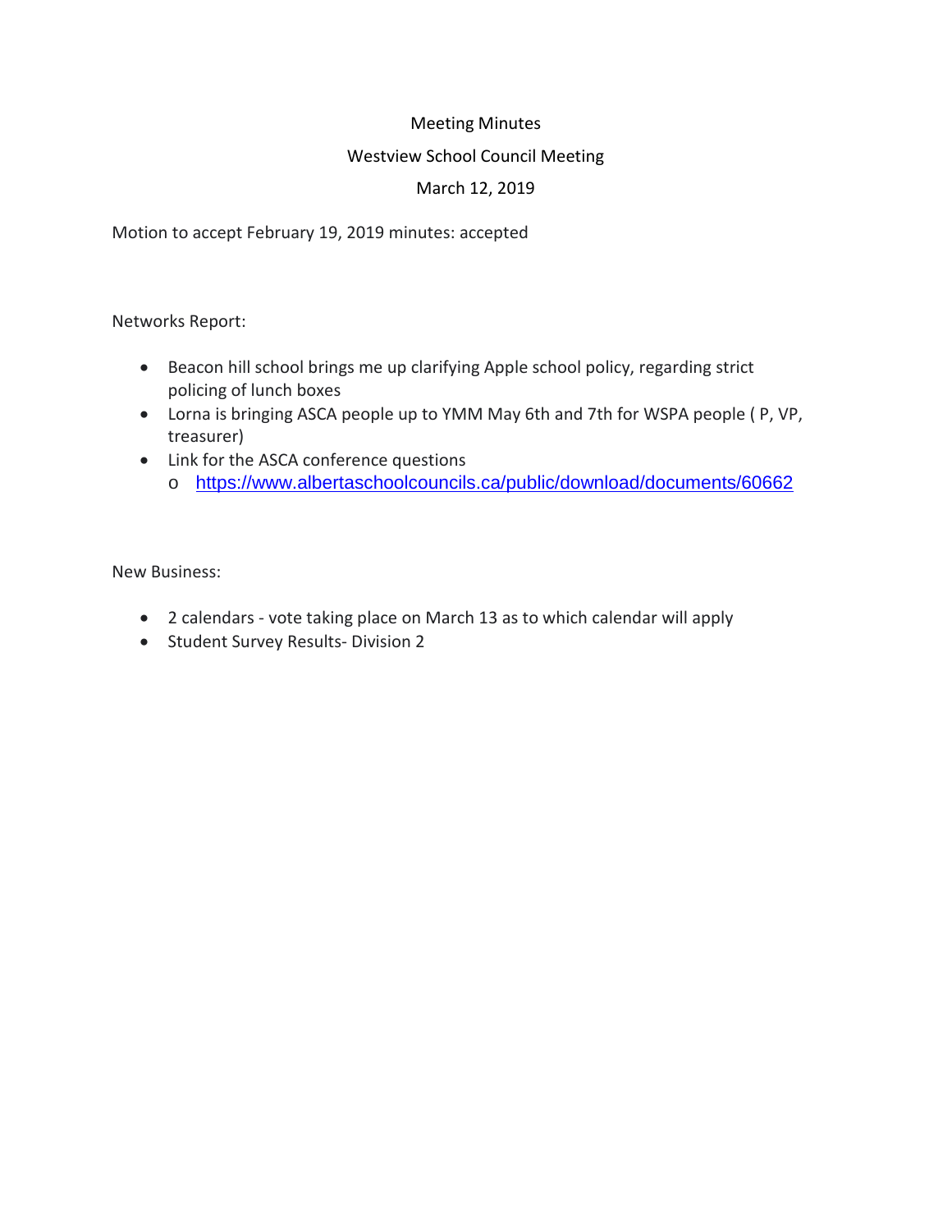Meeting Minutes

Westview School Council Meeting

March 12, 2019

Motion to accept February 19, 2019 minutes: accepted

Networks Report:

- Beacon hill school brings me up clarifying Apple school policy, regarding strict policing of lunch boxes
- Lorna is bringing ASCA people up to YMM May 6th and 7th for WSPA people ( P, VP, treasurer)
- Link for the ASCA conference questions
  - https://www.albertaschoolcouncils.ca/public/download/documents/60662

New Business:

- 2 calendars - vote taking place on March 13 as to which calendar will apply
- Student Survey Results- Division 2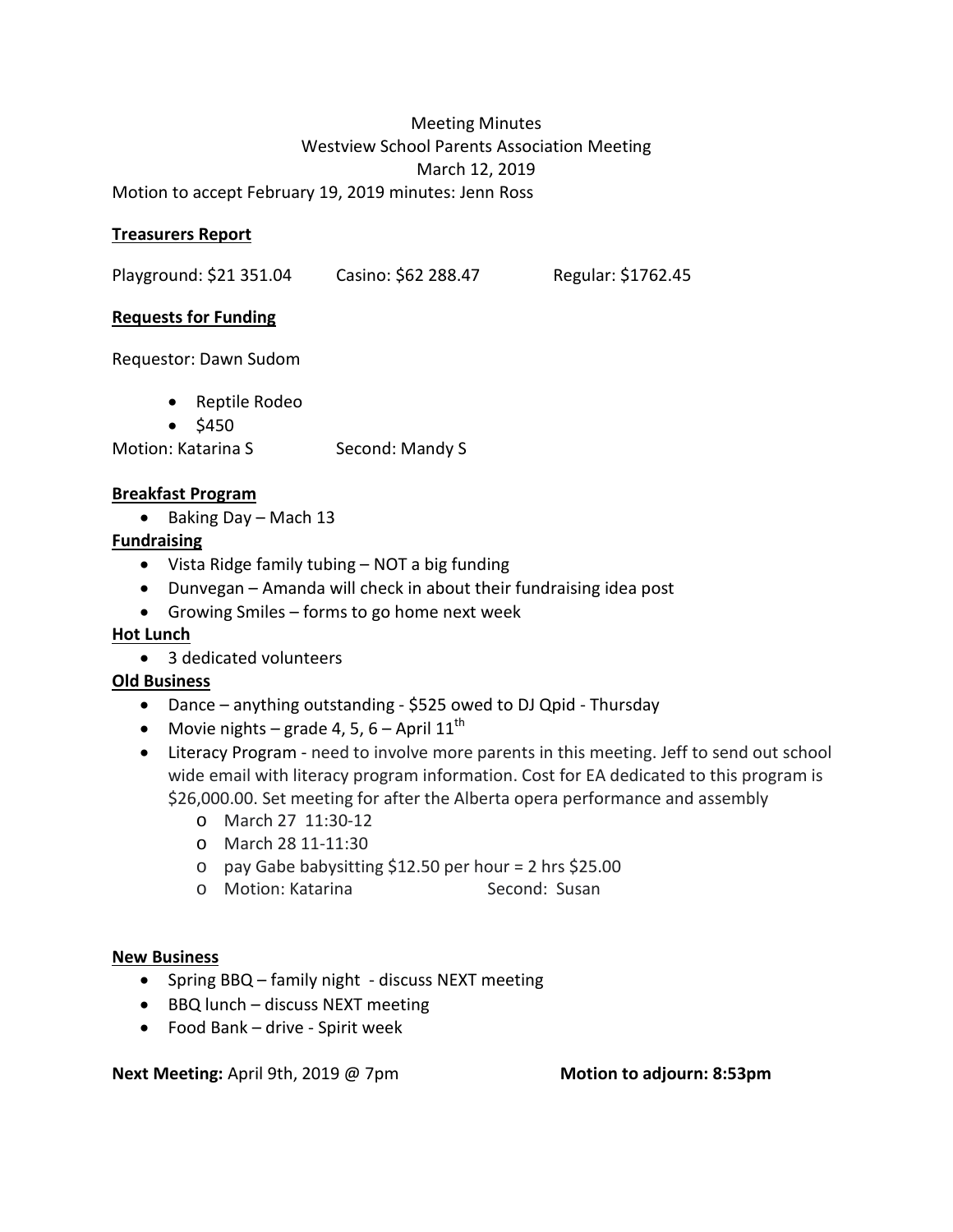Meeting Minutes

Westview School Parents Association Meeting

March 12, 2019

Motion to accept February 19, 2019 minutes: Jenn Ross

**Treasurers Report**

Playground: $21 351.04 Casino: $62 288.47 Regular: $1762.45

**Requests for Funding**

Requestor: Dawn Sudom

- Reptile Rodeo
- $450

Motion: Katarina S Second: Mandy S

**Breakfast Program**

- Baking Day – Mach 13

**Fundraising**

- Vista Ridge family tubing – NOT a big funding
- Dunvegan – Amanda will check in about their fundraising idea post
- Growing Smiles – forms to go home next week

**Hot Lunch**

- 3 dedicated volunteers

**Old Business**

- Dance – anything outstanding - $525 owed to DJ Qpid - Thursday
- Movie nights – grade 4, 5, 6 – April 11th
- Literacy Program - need to involve more parents in this meeting. Jeff to send out school wide email with literacy program information. Cost for EA dedicated to this program is $26,000.00. Set meeting for after the Alberta opera performance and assembly
  - March 27 11:30-12
  - March 28 11-11:30
  - pay Gabe babysitting $12.50 per hour = 2 hrs $25.00
  - Motion: Katarina Second: Susan

**New Business**

- Spring BBQ – family night - discuss NEXT meeting
- BBQ lunch – discuss NEXT meeting
- Food Bank – drive - Spirit week

**Next Meeting:** April 9th, 2019 @ 7pm **Motion to adjourn: 8:53pm**